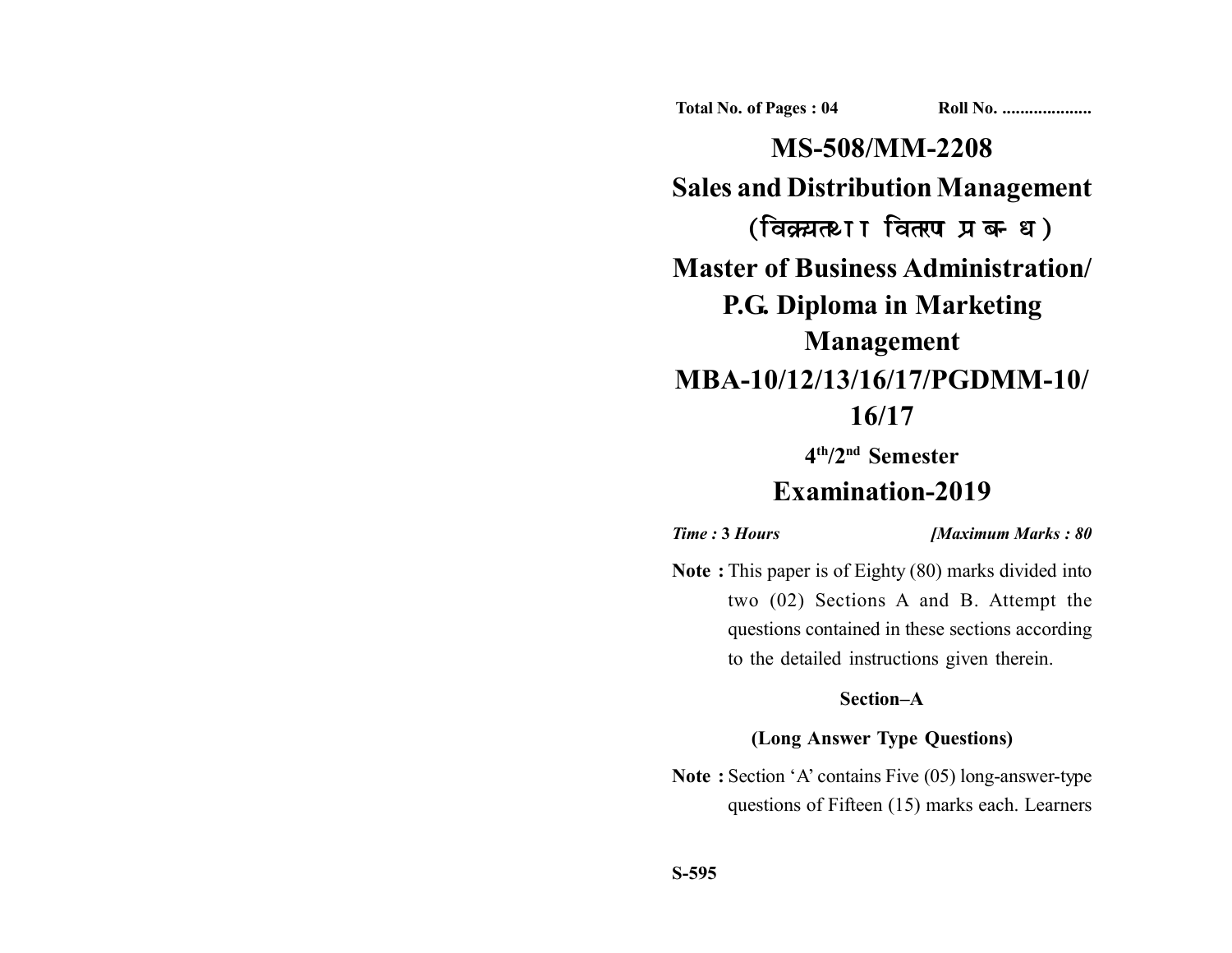**Total No. of Pages : 04** **Roll No. ....................**

# MS-508/MM-2208

## Sales and Distribution Management

## (विक्रय तथा वितरण प्रबन्ध)

## Master of Business Administration/ P.G. Diploma in Marketing Management

## MBA-10/12/13/16/17/PGDMM-10/ 16/17

**4th/2nd Semester**

## Examination-2019

***Time :* 3 *Hours*** ***[Maximum Marks : 80***

**Note :** This paper is of Eighty (80) marks divided into two (02) Sections A and B. Attempt the questions contained in these sections according to the detailed instructions given therein.

### Section–A

### (Long Answer Type Questions)

**Note :** Section 'A' contains Five (05) long-answer-type questions of Fifteen (15) marks each. Learners

**S-595**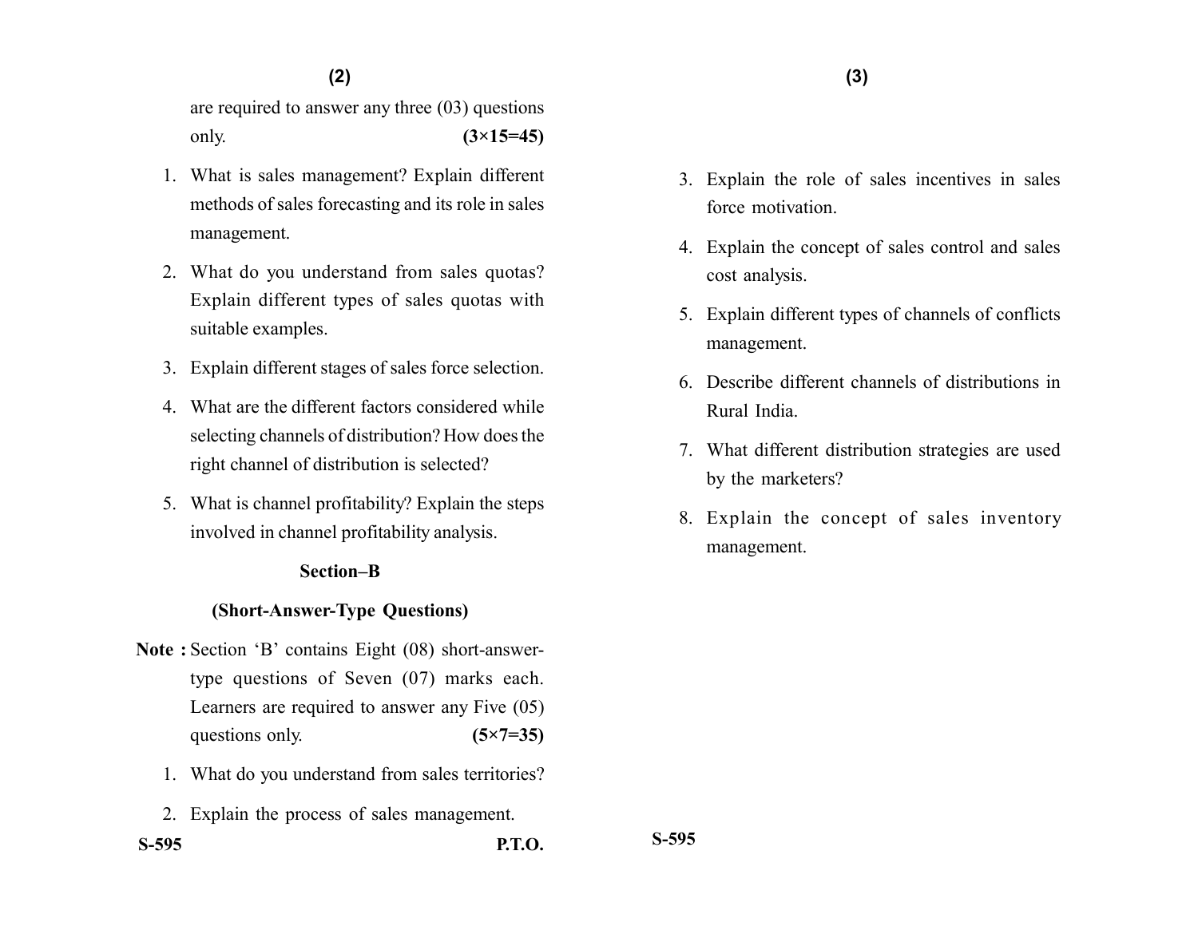are required to answer any three (03) questions only. **(3×15=45)**

1. What is sales management? Explain different methods of sales forecasting and its role in sales management.
2. What do you understand from sales quotas? Explain different types of sales quotas with suitable examples.
3. Explain different stages of sales force selection.
4. What are the different factors considered while selecting channels of distribution? How does the right channel of distribution is selected?
5. What is channel profitability? Explain the steps involved in channel profitability analysis.

## Section–B

### (Short-Answer-Type Questions)

**Note :** Section 'B' contains Eight (08) short-answer-type questions of Seven (07) marks each. Learners are required to answer any Five (05) questions only. **(5×7=35)**

1. What do you understand from sales territories?
2. Explain the process of sales management.
3. Explain the role of sales incentives in sales force motivation.
4. Explain the concept of sales control and sales cost analysis.
5. Explain different types of channels of conflicts management.
6. Describe different channels of distributions in Rural India.
7. What different distribution strategies are used by the marketers?
8. Explain the concept of sales inventory management.